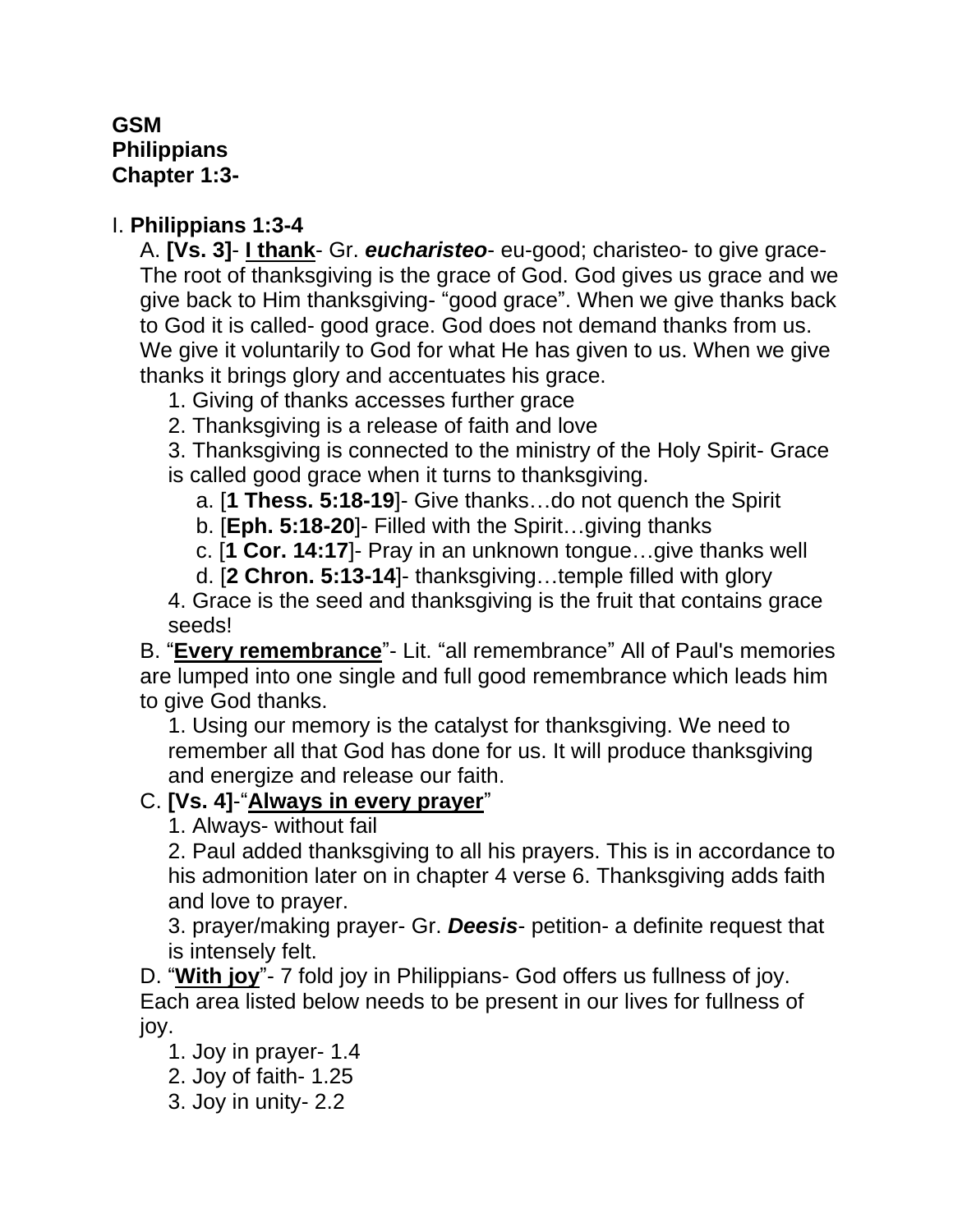**GSM**
**Philippians**
**Chapter 1:3-**

I. **Philippians 1:3-4**

A. **[Vs. 3]**- **I thank**- Gr. ***eucharisteo***- eu-good; charisteo- to give grace- The root of thanksgiving is the grace of God. God gives us grace and we give back to Him thanksgiving- “good grace”. When we give thanks back to God it is called- good grace. God does not demand thanks from us. We give it voluntarily to God for what He has given to us. When we give thanks it brings glory and accentuates his grace.

1. Giving of thanks accesses further grace
2. Thanksgiving is a release of faith and love
3. Thanksgiving is connected to the ministry of the Holy Spirit- Grace is called good grace when it turns to thanksgiving.
   a. [**1 Thess. 5:18-19**]- Give thanks…do not quench the Spirit
   b. [**Eph. 5:18-20**]- Filled with the Spirit…giving thanks
   c. [**1 Cor. 14:17**]- Pray in an unknown tongue…give thanks well
   d. [**2 Chron. 5:13-14**]- thanksgiving…temple filled with glory
4. Grace is the seed and thanksgiving is the fruit that contains grace seeds!

B. “**Every remembrance**”- Lit. “all remembrance” All of Paul's memories are lumped into one single and full good remembrance which leads him to give God thanks.

1. Using our memory is the catalyst for thanksgiving. We need to remember all that God has done for us. It will produce thanksgiving and energize and release our faith.

C. **[Vs. 4]**-“**Always in every prayer**”

1. Always- without fail
2. Paul added thanksgiving to all his prayers. This is in accordance to his admonition later on in chapter 4 verse 6. Thanksgiving adds faith and love to prayer.
3. prayer/making prayer- Gr. ***Deesis***- petition- a definite request that is intensely felt.

D. “**With joy**”- 7 fold joy in Philippians- God offers us fullness of joy. Each area listed below needs to be present in our lives for fullness of joy.

1. Joy in prayer- 1.4
2. Joy of faith- 1.25
3. Joy in unity- 2.2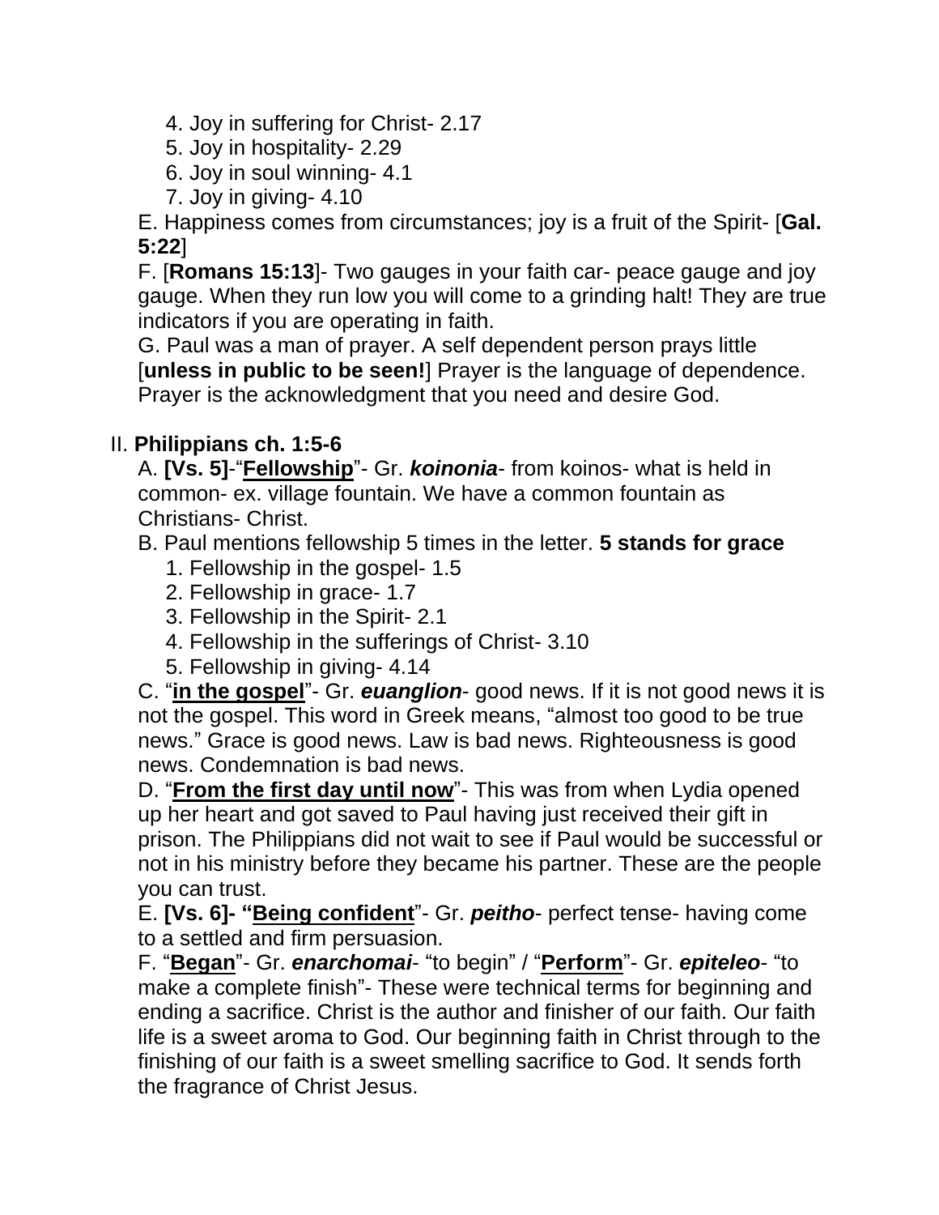4. Joy in suffering for Christ- 2.17
5. Joy in hospitality- 2.29
6. Joy in soul winning- 4.1
7. Joy in giving- 4.10

E. Happiness comes from circumstances; joy is a fruit of the Spirit- [**Gal. 5:22**]

F. [**Romans 15:13**]- Two gauges in your faith car- peace gauge and joy gauge. When they run low you will come to a grinding halt! They are true indicators if you are operating in faith.

G. Paul was a man of prayer. A self dependent person prays little [**unless in public to be seen!**] Prayer is the language of dependence. Prayer is the acknowledgment that you need and desire God.

II. **Philippians ch. 1:5-6**

A. **[Vs. 5]**-"**<u>Fellowship</u>**"- Gr. ***koinonia***- from koinos- what is held in common- ex. village fountain. We have a common fountain as Christians- Christ.

B. Paul mentions fellowship 5 times in the letter. **5 stands for grace**

1. Fellowship in the gospel- 1.5
2. Fellowship in grace- 1.7
3. Fellowship in the Spirit- 2.1
4. Fellowship in the sufferings of Christ- 3.10
5. Fellowship in giving- 4.14

C. "**<u>in the gospel</u>**"- Gr. ***euanglion***- good news. If it is not good news it is not the gospel. This word in Greek means, "almost too good to be true news." Grace is good news. Law is bad news. Righteousness is good news. Condemnation is bad news.

D. "**<u>From the first day until now</u>**"- This was from when Lydia opened up her heart and got saved to Paul having just received their gift in prison. The Philippians did not wait to see if Paul would be successful or not in his ministry before they became his partner. These are the people you can trust.

E. **[Vs. 6]- "<u>Being confident</u>**"- Gr. ***peitho***- perfect tense- having come to a settled and firm persuasion.

F. "**<u>Began</u>**"- Gr. ***enarchomai***- "to begin" / "**<u>Perform</u>**"- Gr. ***epiteleo***- "to make a complete finish"- These were technical terms for beginning and ending a sacrifice. Christ is the author and finisher of our faith. Our faith life is a sweet aroma to God. Our beginning faith in Christ through to the finishing of our faith is a sweet smelling sacrifice to God. It sends forth the fragrance of Christ Jesus.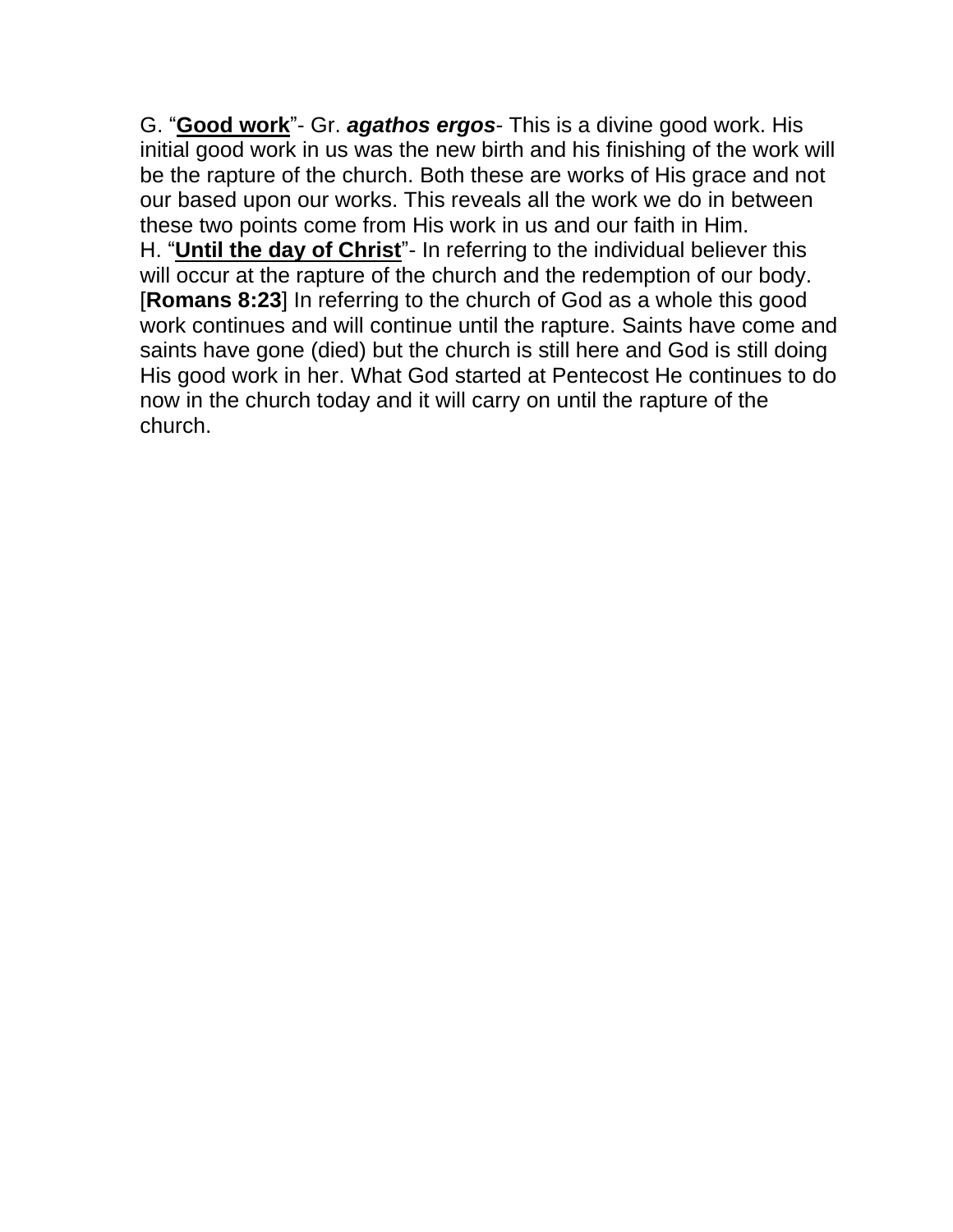G. “**<u>Good work</u>**”- Gr. ***agathos ergos***- This is a divine good work. His initial good work in us was the new birth and his finishing of the work will be the rapture of the church. Both these are works of His grace and not our based upon our works. This reveals all the work we do in between these two points come from His work in us and our faith in Him.

H. “**<u>Until the day of Christ</u>**”- In referring to the individual believer this will occur at the rapture of the church and the redemption of our body. [**Romans 8:23**] In referring to the church of God as a whole this good work continues and will continue until the rapture. Saints have come and saints have gone (died) but the church is still here and God is still doing His good work in her. What God started at Pentecost He continues to do now in the church today and it will carry on until the rapture of the church.